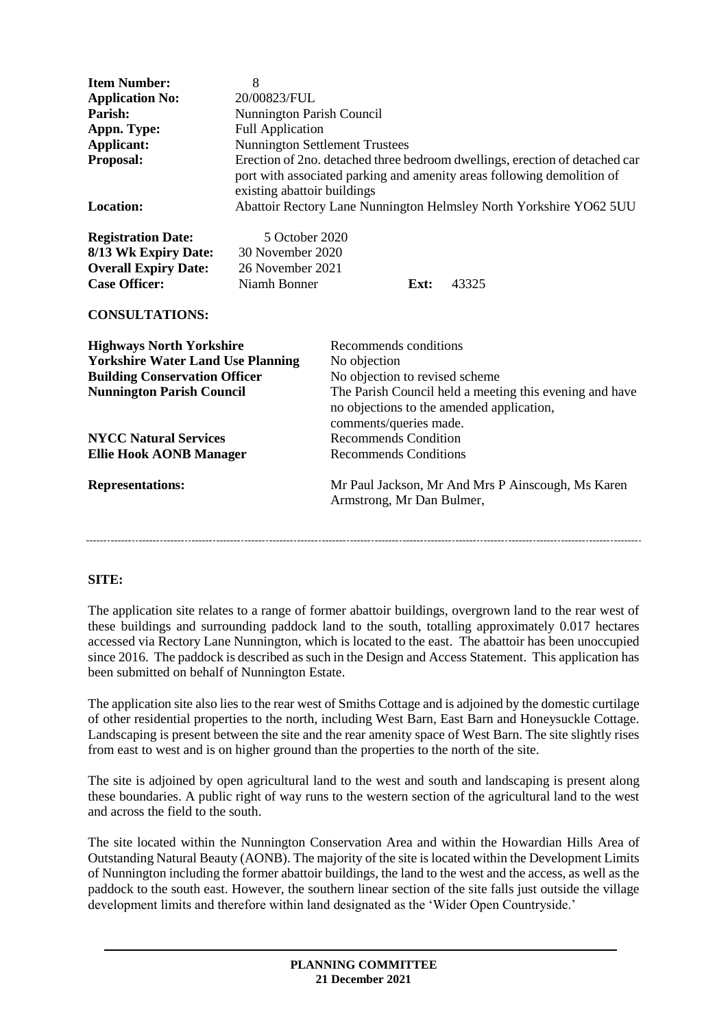| | |
|---|---|
| **Item Number:** | 8 |
| **Application No:** | 20/00823/FUL |
| **Parish:** | Nunnington Parish Council |
| **Appn. Type:** | Full Application |
| **Applicant:** | Nunnington Settlement Trustees |
| **Proposal:** | Erection of 2no. detached three bedroom dwellings, erection of detached car port with associated parking and amenity areas following demolition of existing abattoir buildings |
| **Location:** | Abattoir Rectory Lane Nunnington Helmsley North Yorkshire YO62 5UU |

| | | | |
|---|---|---|---|
| **Registration Date:** | 5 October 2020 | | |
| **8/13 Wk Expiry Date:** | 30 November 2020 | | |
| **Overall Expiry Date:** | 26 November 2021 | | |
| **Case Officer:** | Niamh Bonner | **Ext:** | 43325 |

**CONSULTATIONS:**

| | |
|---|---|
| **Highways North Yorkshire** | Recommends conditions |
| **Yorkshire Water Land Use Planning** | No objection |
| **Building Conservation Officer** | No objection to revised scheme |
| **Nunnington Parish Council** | The Parish Council held a meeting this evening and have no objections to the amended application, comments/queries made. |
| **NYCC Natural Services** | Recommends Condition |
| **Ellie Hook AONB Manager** | Recommends Conditions |
| **Representations:** | Mr Paul Jackson, Mr And Mrs P Ainscough, Ms Karen Armstrong, Mr Dan Bulmer, |

---

**SITE:**

The application site relates to a range of former abattoir buildings, overgrown land to the rear west of these buildings and surrounding paddock land to the south, totalling approximately 0.017 hectares accessed via Rectory Lane Nunnington, which is located to the east. The abattoir has been unoccupied since 2016. The paddock is described as such in the Design and Access Statement. This application has been submitted on behalf of Nunnington Estate.

The application site also lies to the rear west of Smiths Cottage and is adjoined by the domestic curtilage of other residential properties to the north, including West Barn, East Barn and Honeysuckle Cottage. Landscaping is present between the site and the rear amenity space of West Barn. The site slightly rises from east to west and is on higher ground than the properties to the north of the site.

The site is adjoined by open agricultural land to the west and south and landscaping is present along these boundaries. A public right of way runs to the western section of the agricultural land to the west and across the field to the south.

The site located within the Nunnington Conservation Area and within the Howardian Hills Area of Outstanding Natural Beauty (AONB). The majority of the site is located within the Development Limits of Nunnington including the former abattoir buildings, the land to the west and the access, as well as the paddock to the south east. However, the southern linear section of the site falls just outside the village development limits and therefore within land designated as the 'Wider Open Countryside.'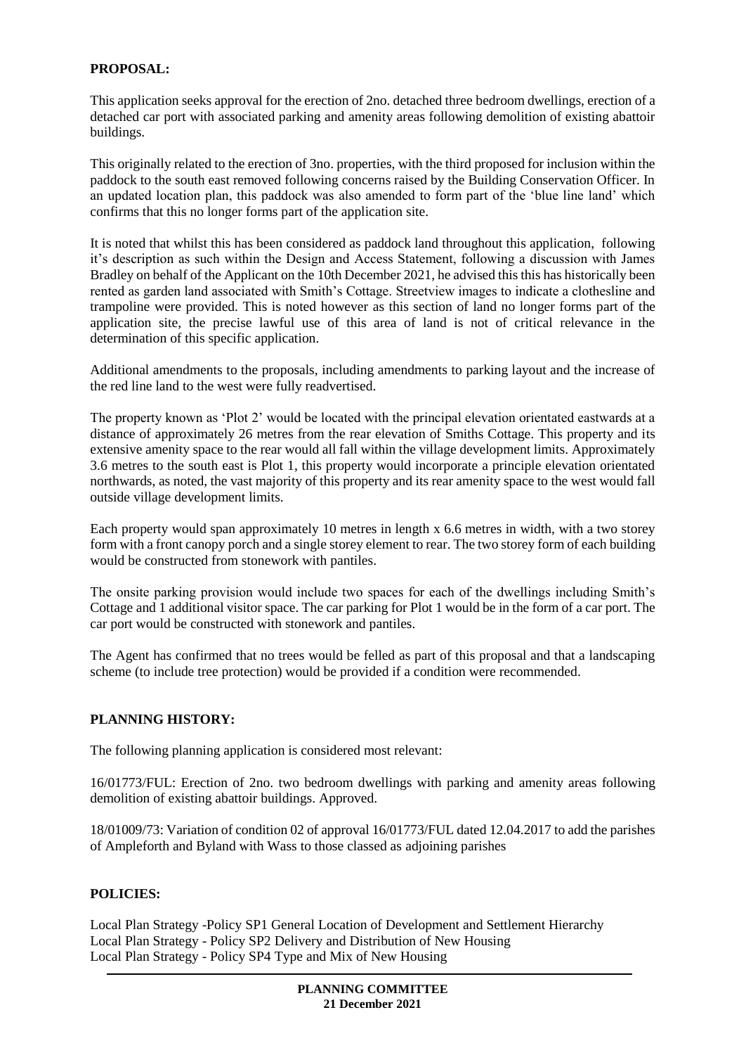**PROPOSAL:**

This application seeks approval for the erection of 2no. detached three bedroom dwellings, erection of a detached car port with associated parking and amenity areas following demolition of existing abattoir buildings.

This originally related to the erection of 3no. properties, with the third proposed for inclusion within the paddock to the south east removed following concerns raised by the Building Conservation Officer. In an updated location plan, this paddock was also amended to form part of the 'blue line land' which confirms that this no longer forms part of the application site.

It is noted that whilst this has been considered as paddock land throughout this application, following it's description as such within the Design and Access Statement, following a discussion with James Bradley on behalf of the Applicant on the 10th December 2021, he advised this this has historically been rented as garden land associated with Smith's Cottage. Streetview images to indicate a clothesline and trampoline were provided. This is noted however as this section of land no longer forms part of the application site, the precise lawful use of this area of land is not of critical relevance in the determination of this specific application.

Additional amendments to the proposals, including amendments to parking layout and the increase of the red line land to the west were fully readvertised.

The property known as 'Plot 2' would be located with the principal elevation orientated eastwards at a distance of approximately 26 metres from the rear elevation of Smiths Cottage. This property and its extensive amenity space to the rear would all fall within the village development limits. Approximately 3.6 metres to the south east is Plot 1, this property would incorporate a principle elevation orientated northwards, as noted, the vast majority of this property and its rear amenity space to the west would fall outside village development limits.

Each property would span approximately 10 metres in length x 6.6 metres in width, with a two storey form with a front canopy porch and a single storey element to rear. The two storey form of each building would be constructed from stonework with pantiles.

The onsite parking provision would include two spaces for each of the dwellings including Smith's Cottage and 1 additional visitor space. The car parking for Plot 1 would be in the form of a car port. The car port would be constructed with stonework and pantiles.

The Agent has confirmed that no trees would be felled as part of this proposal and that a landscaping scheme (to include tree protection) would be provided if a condition were recommended.

**PLANNING HISTORY:**

The following planning application is considered most relevant:

16/01773/FUL: Erection of 2no. two bedroom dwellings with parking and amenity areas following demolition of existing abattoir buildings. Approved.

18/01009/73: Variation of condition 02 of approval 16/01773/FUL dated 12.04.2017 to add the parishes of Ampleforth and Byland with Wass to those classed as adjoining parishes

**POLICIES:**

Local Plan Strategy -Policy SP1 General Location of Development and Settlement Hierarchy
Local Plan Strategy - Policy SP2 Delivery and Distribution of New Housing
Local Plan Strategy - Policy SP4 Type and Mix of New Housing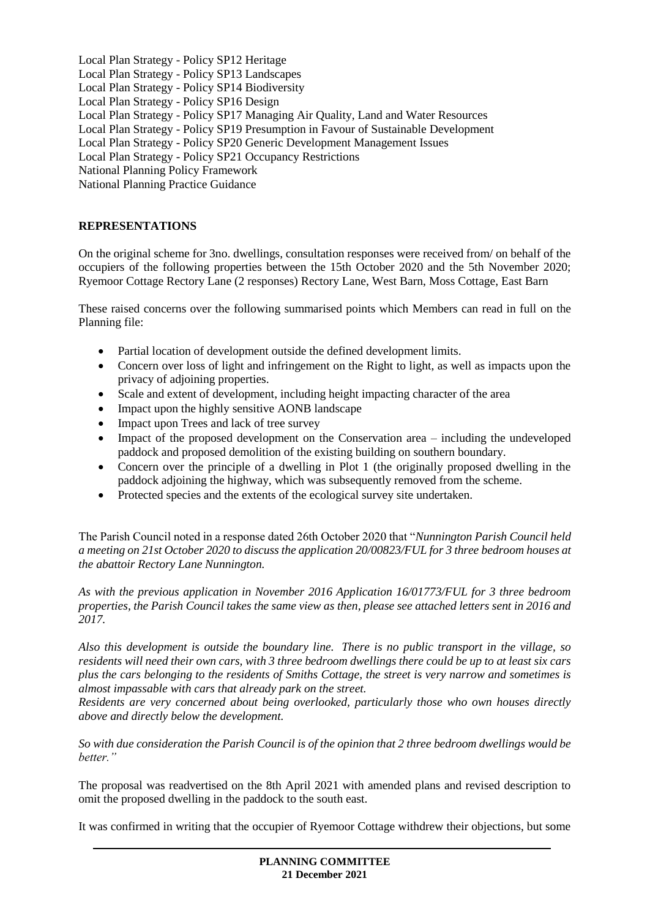Local Plan Strategy - Policy SP12 Heritage
Local Plan Strategy - Policy SP13 Landscapes
Local Plan Strategy - Policy SP14 Biodiversity
Local Plan Strategy - Policy SP16 Design
Local Plan Strategy - Policy SP17 Managing Air Quality, Land and Water Resources
Local Plan Strategy - Policy SP19 Presumption in Favour of Sustainable Development
Local Plan Strategy - Policy SP20 Generic Development Management Issues
Local Plan Strategy - Policy SP21 Occupancy Restrictions
National Planning Policy Framework
National Planning Practice Guidance

## REPRESENTATIONS

On the original scheme for 3no. dwellings, consultation responses were received from/ on behalf of the occupiers of the following properties between the 15th October 2020 and the 5th November 2020; Ryemoor Cottage Rectory Lane (2 responses) Rectory Lane, West Barn, Moss Cottage, East Barn

These raised concerns over the following summarised points which Members can read in full on the Planning file:

- Partial location of development outside the defined development limits.
- Concern over loss of light and infringement on the Right to light, as well as impacts upon the privacy of adjoining properties.
- Scale and extent of development, including height impacting character of the area
- Impact upon the highly sensitive AONB landscape
- Impact upon Trees and lack of tree survey
- Impact of the proposed development on the Conservation area – including the undeveloped paddock and proposed demolition of the existing building on southern boundary.
- Concern over the principle of a dwelling in Plot 1 (the originally proposed dwelling in the paddock adjoining the highway, which was subsequently removed from the scheme.
- Protected species and the extents of the ecological survey site undertaken.

The Parish Council noted in a response dated 26th October 2020 that "*Nunnington Parish Council held a meeting on 21st October 2020 to discuss the application 20/00823/FUL for 3 three bedroom houses at the abattoir Rectory Lane Nunnington.*

*As with the previous application in November 2016 Application 16/01773/FUL for 3 three bedroom properties, the Parish Council takes the same view as then, please see attached letters sent in 2016 and 2017.*

*Also this development is outside the boundary line. There is no public transport in the village, so residents will need their own cars, with 3 three bedroom dwellings there could be up to at least six cars plus the cars belonging to the residents of Smiths Cottage, the street is very narrow and sometimes is almost impassable with cars that already park on the street.*
*Residents are very concerned about being overlooked, particularly those who own houses directly above and directly below the development.*

*So with due consideration the Parish Council is of the opinion that 2 three bedroom dwellings would be better."*

The proposal was readvertised on the 8th April 2021 with amended plans and revised description to omit the proposed dwelling in the paddock to the south east.

It was confirmed in writing that the occupier of Ryemoor Cottage withdrew their objections, but some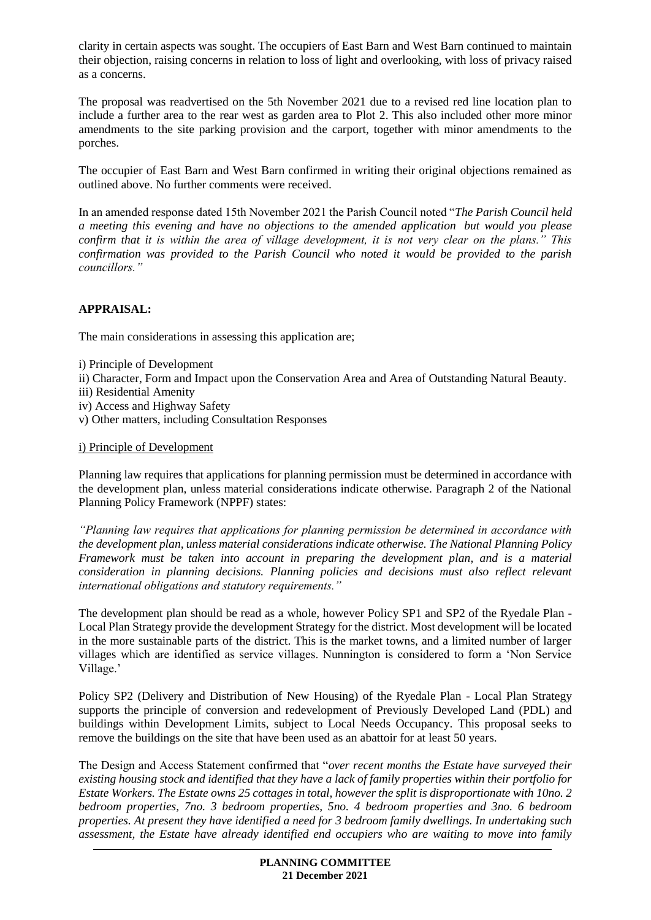clarity in certain aspects was sought. The occupiers of East Barn and West Barn continued to maintain their objection, raising concerns in relation to loss of light and overlooking, with loss of privacy raised as a concerns.

The proposal was readvertised on the 5th November 2021 due to a revised red line location plan to include a further area to the rear west as garden area to Plot 2. This also included other more minor amendments to the site parking provision and the carport, together with minor amendments to the porches.

The occupier of East Barn and West Barn confirmed in writing their original objections remained as outlined above. No further comments were received.

In an amended response dated 15th November 2021 the Parish Council noted "*The Parish Council held a meeting this evening and have no objections to the amended application but would you please confirm that it is within the area of village development, it is not very clear on the plans." This confirmation was provided to the Parish Council who noted it would be provided to the parish councillors."*

**APPRAISAL:**

The main considerations in assessing this application are;

i) Principle of Development
ii) Character, Form and Impact upon the Conservation Area and Area of Outstanding Natural Beauty.
iii) Residential Amenity
iv) Access and Highway Safety
v) Other matters, including Consultation Responses

i) Principle of Development

Planning law requires that applications for planning permission must be determined in accordance with the development plan, unless material considerations indicate otherwise. Paragraph 2 of the National Planning Policy Framework (NPPF) states:

*"Planning law requires that applications for planning permission be determined in accordance with the development plan, unless material considerations indicate otherwise. The National Planning Policy Framework must be taken into account in preparing the development plan, and is a material consideration in planning decisions. Planning policies and decisions must also reflect relevant international obligations and statutory requirements."*

The development plan should be read as a whole, however Policy SP1 and SP2 of the Ryedale Plan - Local Plan Strategy provide the development Strategy for the district. Most development will be located in the more sustainable parts of the district. This is the market towns, and a limited number of larger villages which are identified as service villages. Nunnington is considered to form a 'Non Service Village.'

Policy SP2 (Delivery and Distribution of New Housing) of the Ryedale Plan - Local Plan Strategy supports the principle of conversion and redevelopment of Previously Developed Land (PDL) and buildings within Development Limits, subject to Local Needs Occupancy. This proposal seeks to remove the buildings on the site that have been used as an abattoir for at least 50 years.

The Design and Access Statement confirmed that "*over recent months the Estate have surveyed their existing housing stock and identified that they have a lack of family properties within their portfolio for Estate Workers. The Estate owns 25 cottages in total, however the split is disproportionate with 10no. 2 bedroom properties, 7no. 3 bedroom properties, 5no. 4 bedroom properties and 3no. 6 bedroom properties. At present they have identified a need for 3 bedroom family dwellings. In undertaking such assessment, the Estate have already identified end occupiers who are waiting to move into family*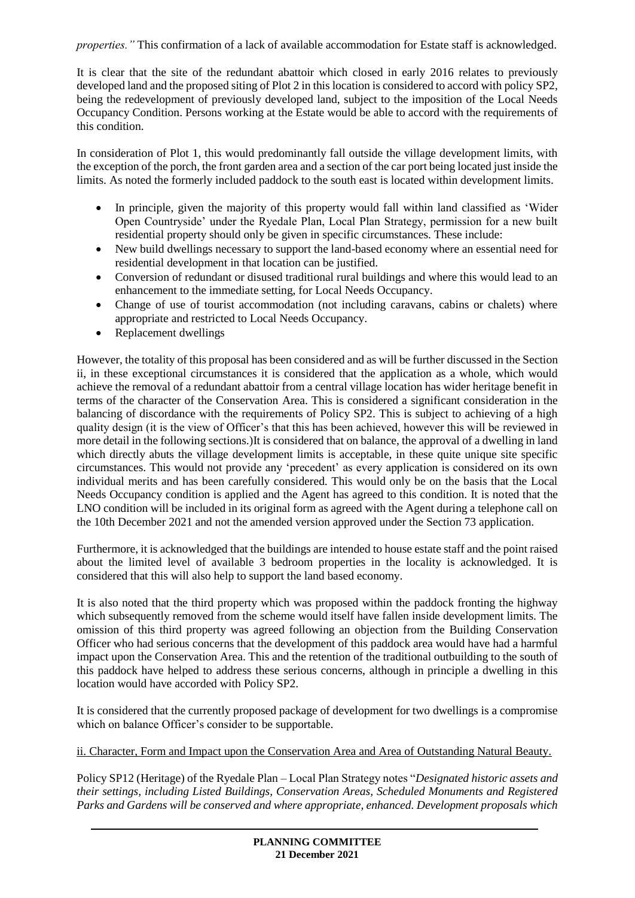*properties."* This confirmation of a lack of available accommodation for Estate staff is acknowledged.

It is clear that the site of the redundant abattoir which closed in early 2016 relates to previously developed land and the proposed siting of Plot 2 in this location is considered to accord with policy SP2, being the redevelopment of previously developed land, subject to the imposition of the Local Needs Occupancy Condition. Persons working at the Estate would be able to accord with the requirements of this condition.

In consideration of Plot 1, this would predominantly fall outside the village development limits, with the exception of the porch, the front garden area and a section of the car port being located just inside the limits. As noted the formerly included paddock to the south east is located within development limits.

- In principle, given the majority of this property would fall within land classified as 'Wider Open Countryside' under the Ryedale Plan, Local Plan Strategy, permission for a new built residential property should only be given in specific circumstances. These include:
- New build dwellings necessary to support the land-based economy where an essential need for residential development in that location can be justified.
- Conversion of redundant or disused traditional rural buildings and where this would lead to an enhancement to the immediate setting, for Local Needs Occupancy.
- Change of use of tourist accommodation (not including caravans, cabins or chalets) where appropriate and restricted to Local Needs Occupancy.
- Replacement dwellings

However, the totality of this proposal has been considered and as will be further discussed in the Section ii, in these exceptional circumstances it is considered that the application as a whole, which would achieve the removal of a redundant abattoir from a central village location has wider heritage benefit in terms of the character of the Conservation Area. This is considered a significant consideration in the balancing of discordance with the requirements of Policy SP2. This is subject to achieving of a high quality design (it is the view of Officer's that this has been achieved, however this will be reviewed in more detail in the following sections.)It is considered that on balance, the approval of a dwelling in land which directly abuts the village development limits is acceptable, in these quite unique site specific circumstances. This would not provide any 'precedent' as every application is considered on its own individual merits and has been carefully considered. This would only be on the basis that the Local Needs Occupancy condition is applied and the Agent has agreed to this condition. It is noted that the LNO condition will be included in its original form as agreed with the Agent during a telephone call on the 10th December 2021 and not the amended version approved under the Section 73 application.

Furthermore, it is acknowledged that the buildings are intended to house estate staff and the point raised about the limited level of available 3 bedroom properties in the locality is acknowledged. It is considered that this will also help to support the land based economy.

It is also noted that the third property which was proposed within the paddock fronting the highway which subsequently removed from the scheme would itself have fallen inside development limits. The omission of this third property was agreed following an objection from the Building Conservation Officer who had serious concerns that the development of this paddock area would have had a harmful impact upon the Conservation Area. This and the retention of the traditional outbuilding to the south of this paddock have helped to address these serious concerns, although in principle a dwelling in this location would have accorded with Policy SP2.

It is considered that the currently proposed package of development for two dwellings is a compromise which on balance Officer's consider to be supportable.

ii. Character, Form and Impact upon the Conservation Area and Area of Outstanding Natural Beauty.

Policy SP12 (Heritage) of the Ryedale Plan – Local Plan Strategy notes "*Designated historic assets and their settings, including Listed Buildings, Conservation Areas, Scheduled Monuments and Registered Parks and Gardens will be conserved and where appropriate, enhanced. Development proposals which*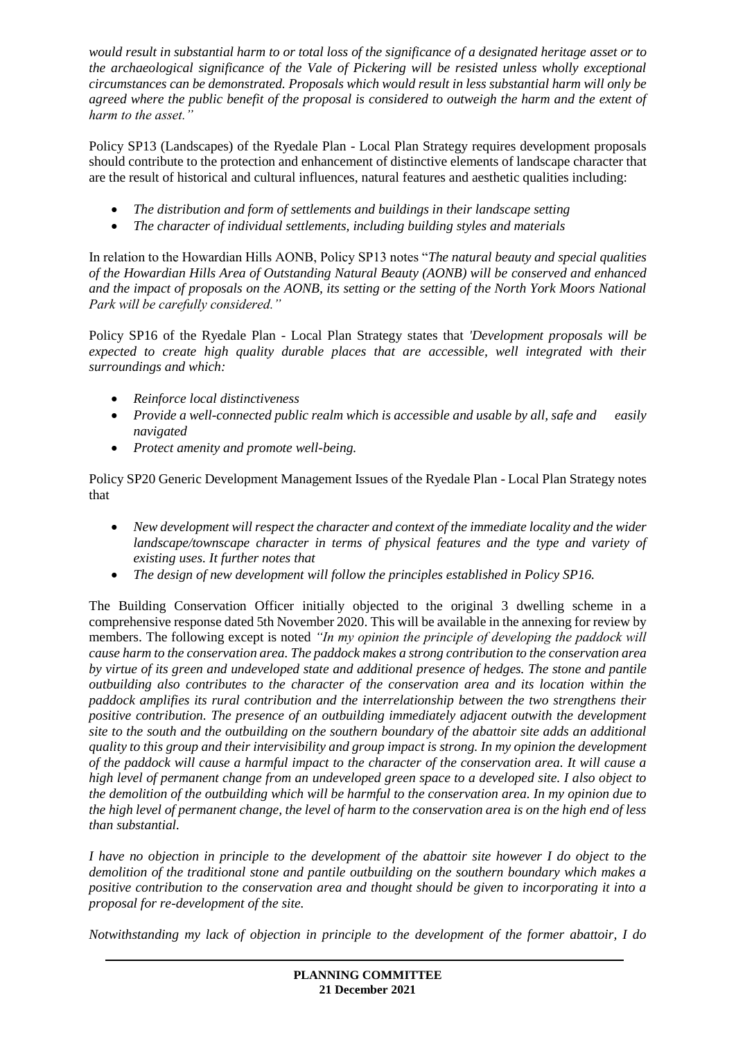*would result in substantial harm to or total loss of the significance of a designated heritage asset or to the archaeological significance of the Vale of Pickering will be resisted unless wholly exceptional circumstances can be demonstrated. Proposals which would result in less substantial harm will only be agreed where the public benefit of the proposal is considered to outweigh the harm and the extent of harm to the asset."*

Policy SP13 (Landscapes) of the Ryedale Plan - Local Plan Strategy requires development proposals should contribute to the protection and enhancement of distinctive elements of landscape character that are the result of historical and cultural influences, natural features and aesthetic qualities including:

- *The distribution and form of settlements and buildings in their landscape setting*
- *The character of individual settlements, including building styles and materials*

In relation to the Howardian Hills AONB, Policy SP13 notes "*The natural beauty and special qualities of the Howardian Hills Area of Outstanding Natural Beauty (AONB) will be conserved and enhanced and the impact of proposals on the AONB, its setting or the setting of the North York Moors National Park will be carefully considered."*

Policy SP16 of the Ryedale Plan - Local Plan Strategy states that *'Development proposals will be expected to create high quality durable places that are accessible, well integrated with their surroundings and which:*

- *Reinforce local distinctiveness*
- *Provide a well-connected public realm which is accessible and usable by all, safe and easily navigated*
- *Protect amenity and promote well-being.*

Policy SP20 Generic Development Management Issues of the Ryedale Plan - Local Plan Strategy notes that

- *New development will respect the character and context of the immediate locality and the wider landscape/townscape character in terms of physical features and the type and variety of existing uses. It further notes that*
- *The design of new development will follow the principles established in Policy SP16.*

The Building Conservation Officer initially objected to the original 3 dwelling scheme in a comprehensive response dated 5th November 2020. This will be available in the annexing for review by members. The following except is noted *"In my opinion the principle of developing the paddock will cause harm to the conservation area. The paddock makes a strong contribution to the conservation area by virtue of its green and undeveloped state and additional presence of hedges. The stone and pantile outbuilding also contributes to the character of the conservation area and its location within the paddock amplifies its rural contribution and the interrelationship between the two strengthens their positive contribution. The presence of an outbuilding immediately adjacent outwith the development site to the south and the outbuilding on the southern boundary of the abattoir site adds an additional quality to this group and their intervisibility and group impact is strong. In my opinion the development of the paddock will cause a harmful impact to the character of the conservation area. It will cause a high level of permanent change from an undeveloped green space to a developed site. I also object to the demolition of the outbuilding which will be harmful to the conservation area. In my opinion due to the high level of permanent change, the level of harm to the conservation area is on the high end of less than substantial.*

*I have no objection in principle to the development of the abattoir site however I do object to the demolition of the traditional stone and pantile outbuilding on the southern boundary which makes a positive contribution to the conservation area and thought should be given to incorporating it into a proposal for re-development of the site.*

*Notwithstanding my lack of objection in principle to the development of the former abattoir, I do*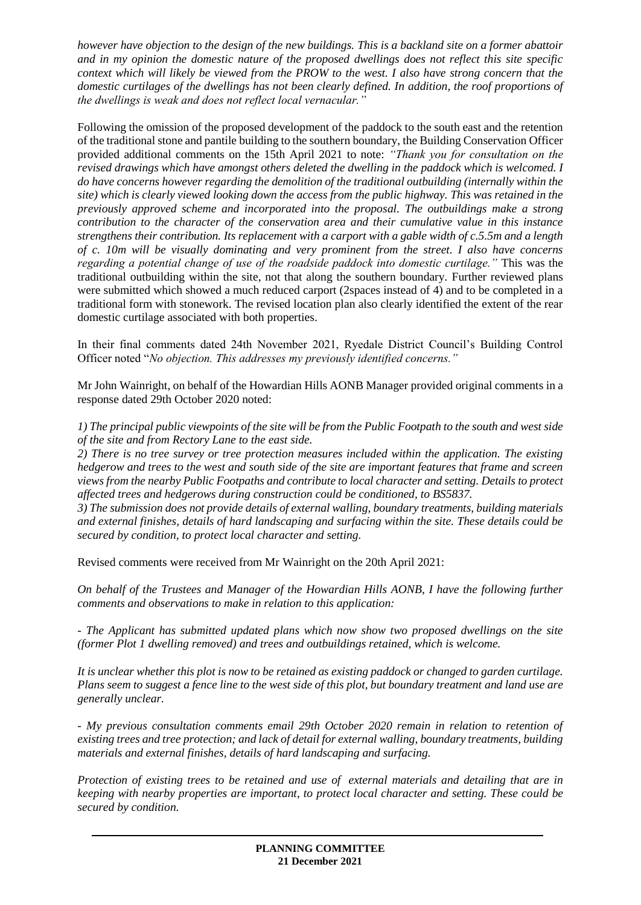*however have objection to the design of the new buildings. This is a backland site on a former abattoir and in my opinion the domestic nature of the proposed dwellings does not reflect this site specific context which will likely be viewed from the PROW to the west. I also have strong concern that the domestic curtilages of the dwellings has not been clearly defined. In addition, the roof proportions of the dwellings is weak and does not reflect local vernacular."*

Following the omission of the proposed development of the paddock to the south east and the retention of the traditional stone and pantile building to the southern boundary, the Building Conservation Officer provided additional comments on the 15th April 2021 to note: *"Thank you for consultation on the revised drawings which have amongst others deleted the dwelling in the paddock which is welcomed. I do have concerns however regarding the demolition of the traditional outbuilding (internally within the site) which is clearly viewed looking down the access from the public highway. This was retained in the previously approved scheme and incorporated into the proposal. The outbuildings make a strong contribution to the character of the conservation area and their cumulative value in this instance strengthens their contribution. Its replacement with a carport with a gable width of c.5.5m and a length of c. 10m will be visually dominating and very prominent from the street. I also have concerns regarding a potential change of use of the roadside paddock into domestic curtilage."* This was the traditional outbuilding within the site, not that along the southern boundary. Further reviewed plans were submitted which showed a much reduced carport (2spaces instead of 4) and to be completed in a traditional form with stonework. The revised location plan also clearly identified the extent of the rear domestic curtilage associated with both properties.

In their final comments dated 24th November 2021, Ryedale District Council's Building Control Officer noted "*No objection. This addresses my previously identified concerns."*

Mr John Wainright, on behalf of the Howardian Hills AONB Manager provided original comments in a response dated 29th October 2020 noted:

*1) The principal public viewpoints of the site will be from the Public Footpath to the south and west side of the site and from Rectory Lane to the east side.*
*2) There is no tree survey or tree protection measures included within the application. The existing hedgerow and trees to the west and south side of the site are important features that frame and screen views from the nearby Public Footpaths and contribute to local character and setting. Details to protect affected trees and hedgerows during construction could be conditioned, to BS5837.*
*3) The submission does not provide details of external walling, boundary treatments, building materials and external finishes, details of hard landscaping and surfacing within the site. These details could be secured by condition, to protect local character and setting.*

Revised comments were received from Mr Wainright on the 20th April 2021:

*On behalf of the Trustees and Manager of the Howardian Hills AONB, I have the following further comments and observations to make in relation to this application:*

*- The Applicant has submitted updated plans which now show two proposed dwellings on the site (former Plot 1 dwelling removed) and trees and outbuildings retained, which is welcome.*

*It is unclear whether this plot is now to be retained as existing paddock or changed to garden curtilage. Plans seem to suggest a fence line to the west side of this plot, but boundary treatment and land use are generally unclear.*

*- My previous consultation comments email 29th October 2020 remain in relation to retention of existing trees and tree protection; and lack of detail for external walling, boundary treatments, building materials and external finishes, details of hard landscaping and surfacing.*

*Protection of existing trees to be retained and use of external materials and detailing that are in keeping with nearby properties are important, to protect local character and setting. These could be secured by condition.*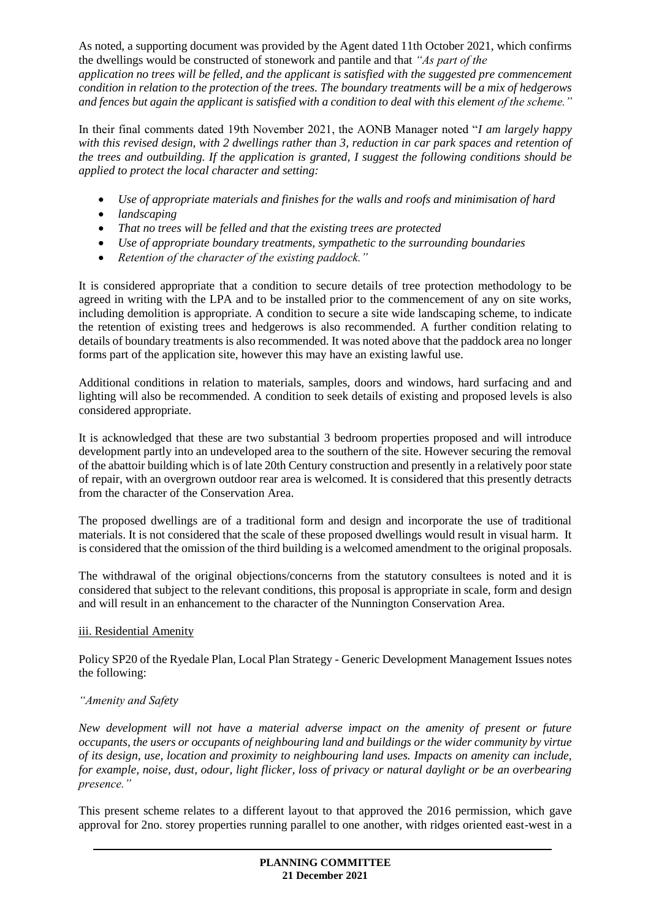As noted, a supporting document was provided by the Agent dated 11th October 2021, which confirms the dwellings would be constructed of stonework and pantile and that *"As part of the application no trees will be felled, and the applicant is satisfied with the suggested pre commencement condition in relation to the protection of the trees. The boundary treatments will be a mix of hedgerows and fences but again the applicant is satisfied with a condition to deal with this element of the scheme."*

In their final comments dated 19th November 2021, the AONB Manager noted "*I am largely happy with this revised design, with 2 dwellings rather than 3, reduction in car park spaces and retention of the trees and outbuilding. If the application is granted, I suggest the following conditions should be applied to protect the local character and setting:*

- *Use of appropriate materials and finishes for the walls and roofs and minimisation of hard*
- *landscaping*
- *That no trees will be felled and that the existing trees are protected*
- *Use of appropriate boundary treatments, sympathetic to the surrounding boundaries*
- *Retention of the character of the existing paddock."*

It is considered appropriate that a condition to secure details of tree protection methodology to be agreed in writing with the LPA and to be installed prior to the commencement of any on site works, including demolition is appropriate. A condition to secure a site wide landscaping scheme, to indicate the retention of existing trees and hedgerows is also recommended. A further condition relating to details of boundary treatments is also recommended. It was noted above that the paddock area no longer forms part of the application site, however this may have an existing lawful use.

Additional conditions in relation to materials, samples, doors and windows, hard surfacing and and lighting will also be recommended. A condition to seek details of existing and proposed levels is also considered appropriate.

It is acknowledged that these are two substantial 3 bedroom properties proposed and will introduce development partly into an undeveloped area to the southern of the site. However securing the removal of the abattoir building which is of late 20th Century construction and presently in a relatively poor state of repair, with an overgrown outdoor rear area is welcomed. It is considered that this presently detracts from the character of the Conservation Area.

The proposed dwellings are of a traditional form and design and incorporate the use of traditional materials. It is not considered that the scale of these proposed dwellings would result in visual harm. It is considered that the omission of the third building is a welcomed amendment to the original proposals.

The withdrawal of the original objections/concerns from the statutory consultees is noted and it is considered that subject to the relevant conditions, this proposal is appropriate in scale, form and design and will result in an enhancement to the character of the Nunnington Conservation Area.

iii. Residential Amenity

Policy SP20 of the Ryedale Plan, Local Plan Strategy - Generic Development Management Issues notes the following:

*"Amenity and Safety*

*New development will not have a material adverse impact on the amenity of present or future occupants, the users or occupants of neighbouring land and buildings or the wider community by virtue of its design, use, location and proximity to neighbouring land uses. Impacts on amenity can include, for example, noise, dust, odour, light flicker, loss of privacy or natural daylight or be an overbearing presence."*

This present scheme relates to a different layout to that approved the 2016 permission, which gave approval for 2no. storey properties running parallel to one another, with ridges oriented east-west in a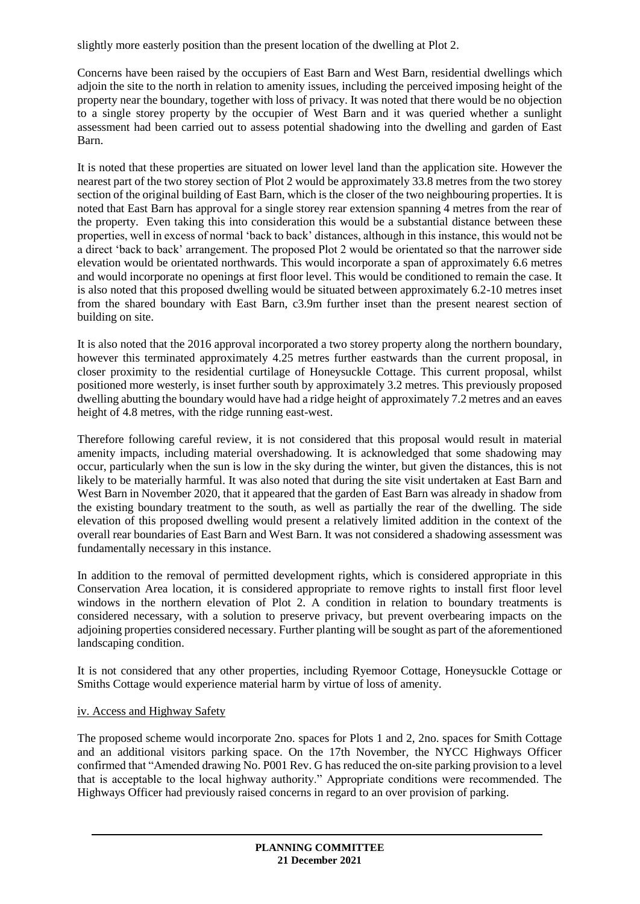slightly more easterly position than the present location of the dwelling at Plot 2.

Concerns have been raised by the occupiers of East Barn and West Barn, residential dwellings which adjoin the site to the north in relation to amenity issues, including the perceived imposing height of the property near the boundary, together with loss of privacy. It was noted that there would be no objection to a single storey property by the occupier of West Barn and it was queried whether a sunlight assessment had been carried out to assess potential shadowing into the dwelling and garden of East Barn.

It is noted that these properties are situated on lower level land than the application site. However the nearest part of the two storey section of Plot 2 would be approximately 33.8 metres from the two storey section of the original building of East Barn, which is the closer of the two neighbouring properties. It is noted that East Barn has approval for a single storey rear extension spanning 4 metres from the rear of the property. Even taking this into consideration this would be a substantial distance between these properties, well in excess of normal 'back to back' distances, although in this instance, this would not be a direct 'back to back' arrangement. The proposed Plot 2 would be orientated so that the narrower side elevation would be orientated northwards. This would incorporate a span of approximately 6.6 metres and would incorporate no openings at first floor level. This would be conditioned to remain the case. It is also noted that this proposed dwelling would be situated between approximately 6.2-10 metres inset from the shared boundary with East Barn, c3.9m further inset than the present nearest section of building on site.

It is also noted that the 2016 approval incorporated a two storey property along the northern boundary, however this terminated approximately 4.25 metres further eastwards than the current proposal, in closer proximity to the residential curtilage of Honeysuckle Cottage. This current proposal, whilst positioned more westerly, is inset further south by approximately 3.2 metres. This previously proposed dwelling abutting the boundary would have had a ridge height of approximately 7.2 metres and an eaves height of 4.8 metres, with the ridge running east-west.

Therefore following careful review, it is not considered that this proposal would result in material amenity impacts, including material overshadowing. It is acknowledged that some shadowing may occur, particularly when the sun is low in the sky during the winter, but given the distances, this is not likely to be materially harmful. It was also noted that during the site visit undertaken at East Barn and West Barn in November 2020, that it appeared that the garden of East Barn was already in shadow from the existing boundary treatment to the south, as well as partially the rear of the dwelling. The side elevation of this proposed dwelling would present a relatively limited addition in the context of the overall rear boundaries of East Barn and West Barn. It was not considered a shadowing assessment was fundamentally necessary in this instance.

In addition to the removal of permitted development rights, which is considered appropriate in this Conservation Area location, it is considered appropriate to remove rights to install first floor level windows in the northern elevation of Plot 2. A condition in relation to boundary treatments is considered necessary, with a solution to preserve privacy, but prevent overbearing impacts on the adjoining properties considered necessary. Further planting will be sought as part of the aforementioned landscaping condition.

It is not considered that any other properties, including Ryemoor Cottage, Honeysuckle Cottage or Smiths Cottage would experience material harm by virtue of loss of amenity.

iv. Access and Highway Safety

The proposed scheme would incorporate 2no. spaces for Plots 1 and 2, 2no. spaces for Smith Cottage and an additional visitors parking space. On the 17th November, the NYCC Highways Officer confirmed that "Amended drawing No. P001 Rev. G has reduced the on-site parking provision to a level that is acceptable to the local highway authority." Appropriate conditions were recommended. The Highways Officer had previously raised concerns in regard to an over provision of parking.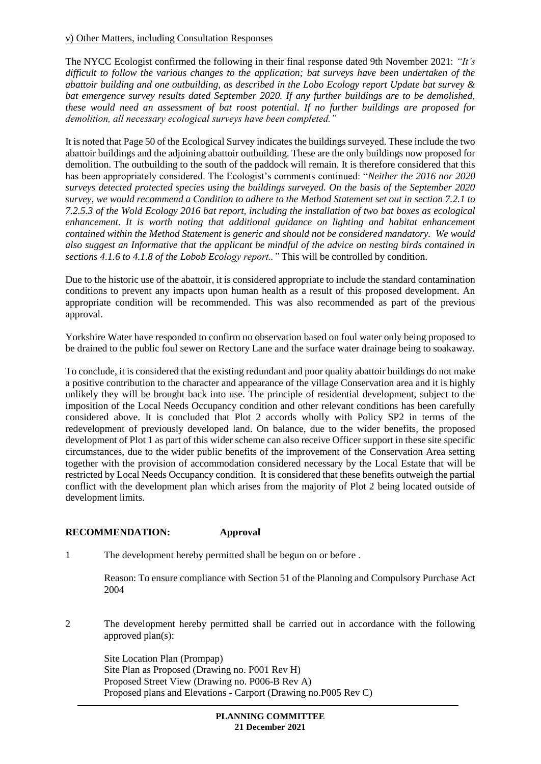v) Other Matters, including Consultation Responses

The NYCC Ecologist confirmed the following in their final response dated 9th November 2021: *"It's difficult to follow the various changes to the application; bat surveys have been undertaken of the abattoir building and one outbuilding, as described in the Lobo Ecology report Update bat survey & bat emergence survey results dated September 2020. If any further buildings are to be demolished, these would need an assessment of bat roost potential. If no further buildings are proposed for demolition, all necessary ecological surveys have been completed."*

It is noted that Page 50 of the Ecological Survey indicates the buildings surveyed. These include the two abattoir buildings and the adjoining abattoir outbuilding. These are the only buildings now proposed for demolition. The outbuilding to the south of the paddock will remain. It is therefore considered that this has been appropriately considered. The Ecologist's comments continued: "*Neither the 2016 nor 2020 surveys detected protected species using the buildings surveyed. On the basis of the September 2020 survey, we would recommend a Condition to adhere to the Method Statement set out in section 7.2.1 to 7.2.5.3 of the Wold Ecology 2016 bat report, including the installation of two bat boxes as ecological enhancement. It is worth noting that additional guidance on lighting and habitat enhancement contained within the Method Statement is generic and should not be considered mandatory. We would also suggest an Informative that the applicant be mindful of the advice on nesting birds contained in sections 4.1.6 to 4.1.8 of the Lobob Ecology report.."* This will be controlled by condition.

Due to the historic use of the abattoir, it is considered appropriate to include the standard contamination conditions to prevent any impacts upon human health as a result of this proposed development. An appropriate condition will be recommended. This was also recommended as part of the previous approval.

Yorkshire Water have responded to confirm no observation based on foul water only being proposed to be drained to the public foul sewer on Rectory Lane and the surface water drainage being to soakaway.

To conclude, it is considered that the existing redundant and poor quality abattoir buildings do not make a positive contribution to the character and appearance of the village Conservation area and it is highly unlikely they will be brought back into use. The principle of residential development, subject to the imposition of the Local Needs Occupancy condition and other relevant conditions has been carefully considered above. It is concluded that Plot 2 accords wholly with Policy SP2 in terms of the redevelopment of previously developed land. On balance, due to the wider benefits, the proposed development of Plot 1 as part of this wider scheme can also receive Officer support in these site specific circumstances, due to the wider public benefits of the improvement of the Conservation Area setting together with the provision of accommodation considered necessary by the Local Estate that will be restricted by Local Needs Occupancy condition. It is considered that these benefits outweigh the partial conflict with the development plan which arises from the majority of Plot 2 being located outside of development limits.

**RECOMMENDATION: Approval**

1 The development hereby permitted shall be begun on or before .

Reason: To ensure compliance with Section 51 of the Planning and Compulsory Purchase Act 2004

2 The development hereby permitted shall be carried out in accordance with the following approved plan(s):

Site Location Plan (Prompap)
Site Plan as Proposed (Drawing no. P001 Rev H)
Proposed Street View (Drawing no. P006-B Rev A)
Proposed plans and Elevations - Carport (Drawing no.P005 Rev C)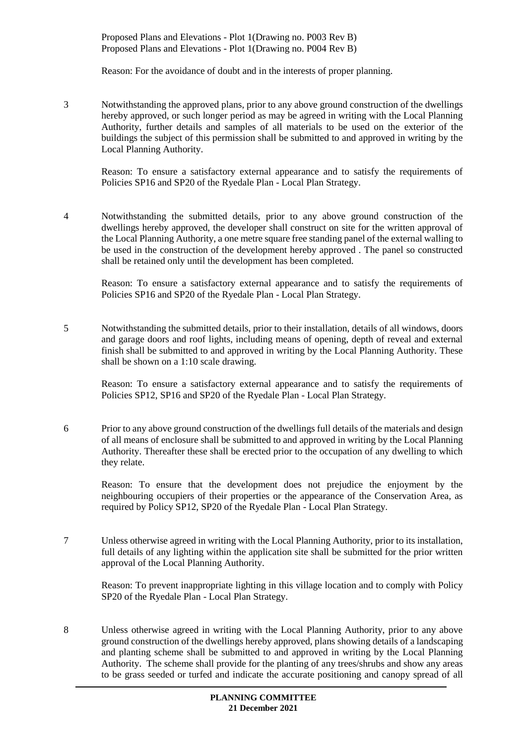Proposed Plans and Elevations - Plot 1(Drawing no. P003 Rev B)
Proposed Plans and Elevations - Plot 1(Drawing no. P004 Rev B)

Reason: For the avoidance of doubt and in the interests of proper planning.

3 Notwithstanding the approved plans, prior to any above ground construction of the dwellings hereby approved, or such longer period as may be agreed in writing with the Local Planning Authority, further details and samples of all materials to be used on the exterior of the buildings the subject of this permission shall be submitted to and approved in writing by the Local Planning Authority.

Reason: To ensure a satisfactory external appearance and to satisfy the requirements of Policies SP16 and SP20 of the Ryedale Plan - Local Plan Strategy.

4 Notwithstanding the submitted details, prior to any above ground construction of the dwellings hereby approved, the developer shall construct on site for the written approval of the Local Planning Authority, a one metre square free standing panel of the external walling to be used in the construction of the development hereby approved . The panel so constructed shall be retained only until the development has been completed.

Reason: To ensure a satisfactory external appearance and to satisfy the requirements of Policies SP16 and SP20 of the Ryedale Plan - Local Plan Strategy.

5 Notwithstanding the submitted details, prior to their installation, details of all windows, doors and garage doors and roof lights, including means of opening, depth of reveal and external finish shall be submitted to and approved in writing by the Local Planning Authority. These shall be shown on a 1:10 scale drawing.

Reason: To ensure a satisfactory external appearance and to satisfy the requirements of Policies SP12, SP16 and SP20 of the Ryedale Plan - Local Plan Strategy.

6 Prior to any above ground construction of the dwellings full details of the materials and design of all means of enclosure shall be submitted to and approved in writing by the Local Planning Authority. Thereafter these shall be erected prior to the occupation of any dwelling to which they relate.

Reason: To ensure that the development does not prejudice the enjoyment by the neighbouring occupiers of their properties or the appearance of the Conservation Area, as required by Policy SP12, SP20 of the Ryedale Plan - Local Plan Strategy.

7 Unless otherwise agreed in writing with the Local Planning Authority, prior to its installation, full details of any lighting within the application site shall be submitted for the prior written approval of the Local Planning Authority.

Reason: To prevent inappropriate lighting in this village location and to comply with Policy SP20 of the Ryedale Plan - Local Plan Strategy.

8 Unless otherwise agreed in writing with the Local Planning Authority, prior to any above ground construction of the dwellings hereby approved, plans showing details of a landscaping and planting scheme shall be submitted to and approved in writing by the Local Planning Authority. The scheme shall provide for the planting of any trees/shrubs and show any areas to be grass seeded or turfed and indicate the accurate positioning and canopy spread of all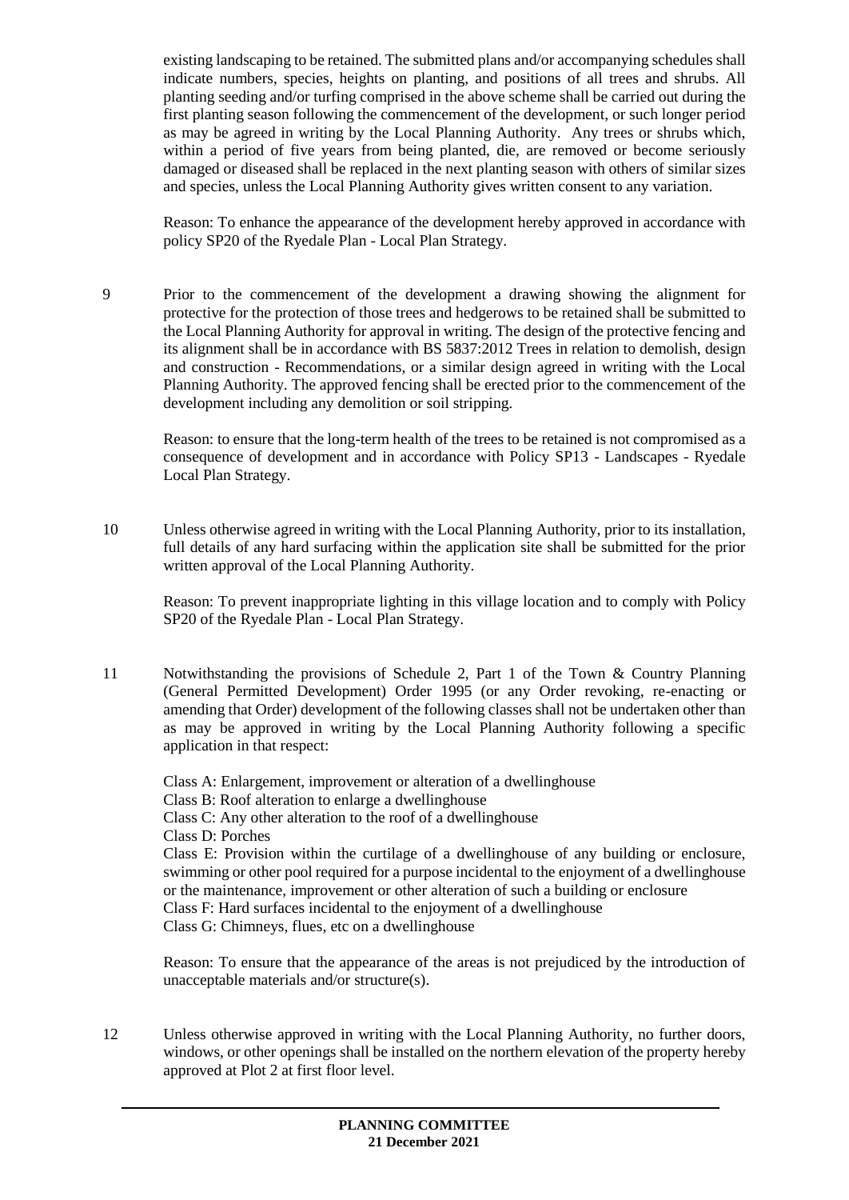existing landscaping to be retained. The submitted plans and/or accompanying schedules shall indicate numbers, species, heights on planting, and positions of all trees and shrubs. All planting seeding and/or turfing comprised in the above scheme shall be carried out during the first planting season following the commencement of the development, or such longer period as may be agreed in writing by the Local Planning Authority. Any trees or shrubs which, within a period of five years from being planted, die, are removed or become seriously damaged or diseased shall be replaced in the next planting season with others of similar sizes and species, unless the Local Planning Authority gives written consent to any variation.

Reason: To enhance the appearance of the development hereby approved in accordance with policy SP20 of the Ryedale Plan - Local Plan Strategy.

9 Prior to the commencement of the development a drawing showing the alignment for protective for the protection of those trees and hedgerows to be retained shall be submitted to the Local Planning Authority for approval in writing. The design of the protective fencing and its alignment shall be in accordance with BS 5837:2012 Trees in relation to demolish, design and construction - Recommendations, or a similar design agreed in writing with the Local Planning Authority. The approved fencing shall be erected prior to the commencement of the development including any demolition or soil stripping.

Reason: to ensure that the long-term health of the trees to be retained is not compromised as a consequence of development and in accordance with Policy SP13 - Landscapes - Ryedale Local Plan Strategy.

10 Unless otherwise agreed in writing with the Local Planning Authority, prior to its installation, full details of any hard surfacing within the application site shall be submitted for the prior written approval of the Local Planning Authority.

Reason: To prevent inappropriate lighting in this village location and to comply with Policy SP20 of the Ryedale Plan - Local Plan Strategy.

11 Notwithstanding the provisions of Schedule 2, Part 1 of the Town & Country Planning (General Permitted Development) Order 1995 (or any Order revoking, re-enacting or amending that Order) development of the following classes shall not be undertaken other than as may be approved in writing by the Local Planning Authority following a specific application in that respect:

Class A: Enlargement, improvement or alteration of a dwellinghouse
Class B: Roof alteration to enlarge a dwellinghouse
Class C: Any other alteration to the roof of a dwellinghouse
Class D: Porches
Class E: Provision within the curtilage of a dwellinghouse of any building or enclosure, swimming or other pool required for a purpose incidental to the enjoyment of a dwellinghouse or the maintenance, improvement or other alteration of such a building or enclosure
Class F: Hard surfaces incidental to the enjoyment of a dwellinghouse
Class G: Chimneys, flues, etc on a dwellinghouse

Reason: To ensure that the appearance of the areas is not prejudiced by the introduction of unacceptable materials and/or structure(s).

12 Unless otherwise approved in writing with the Local Planning Authority, no further doors, windows, or other openings shall be installed on the northern elevation of the property hereby approved at Plot 2 at first floor level.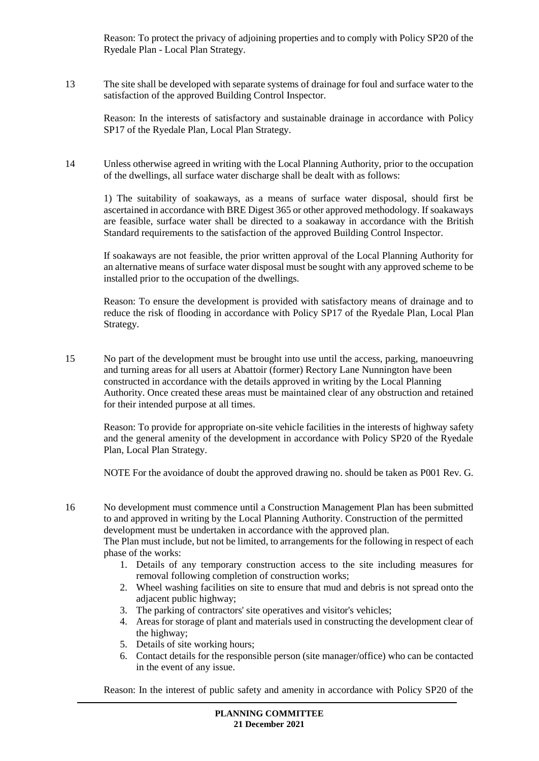Reason: To protect the privacy of adjoining properties and to comply with Policy SP20 of the Ryedale Plan - Local Plan Strategy.

13 The site shall be developed with separate systems of drainage for foul and surface water to the satisfaction of the approved Building Control Inspector.

Reason: In the interests of satisfactory and sustainable drainage in accordance with Policy SP17 of the Ryedale Plan, Local Plan Strategy.

14 Unless otherwise agreed in writing with the Local Planning Authority, prior to the occupation of the dwellings, all surface water discharge shall be dealt with as follows:

1) The suitability of soakaways, as a means of surface water disposal, should first be ascertained in accordance with BRE Digest 365 or other approved methodology. If soakaways are feasible, surface water shall be directed to a soakaway in accordance with the British Standard requirements to the satisfaction of the approved Building Control Inspector.

If soakaways are not feasible, the prior written approval of the Local Planning Authority for an alternative means of surface water disposal must be sought with any approved scheme to be installed prior to the occupation of the dwellings.

Reason: To ensure the development is provided with satisfactory means of drainage and to reduce the risk of flooding in accordance with Policy SP17 of the Ryedale Plan, Local Plan Strategy.

15 No part of the development must be brought into use until the access, parking, manoeuvring and turning areas for all users at Abattoir (former) Rectory Lane Nunnington have been constructed in accordance with the details approved in writing by the Local Planning Authority. Once created these areas must be maintained clear of any obstruction and retained for their intended purpose at all times.

Reason: To provide for appropriate on-site vehicle facilities in the interests of highway safety and the general amenity of the development in accordance with Policy SP20 of the Ryedale Plan, Local Plan Strategy.

NOTE For the avoidance of doubt the approved drawing no. should be taken as P001 Rev. G.

16 No development must commence until a Construction Management Plan has been submitted to and approved in writing by the Local Planning Authority. Construction of the permitted development must be undertaken in accordance with the approved plan.
The Plan must include, but not be limited, to arrangements for the following in respect of each phase of the works:

1. Details of any temporary construction access to the site including measures for removal following completion of construction works;
2. Wheel washing facilities on site to ensure that mud and debris is not spread onto the adjacent public highway;
3. The parking of contractors' site operatives and visitor's vehicles;
4. Areas for storage of plant and materials used in constructing the development clear of the highway;
5. Details of site working hours;
6. Contact details for the responsible person (site manager/office) who can be contacted in the event of any issue.

Reason: In the interest of public safety and amenity in accordance with Policy SP20 of the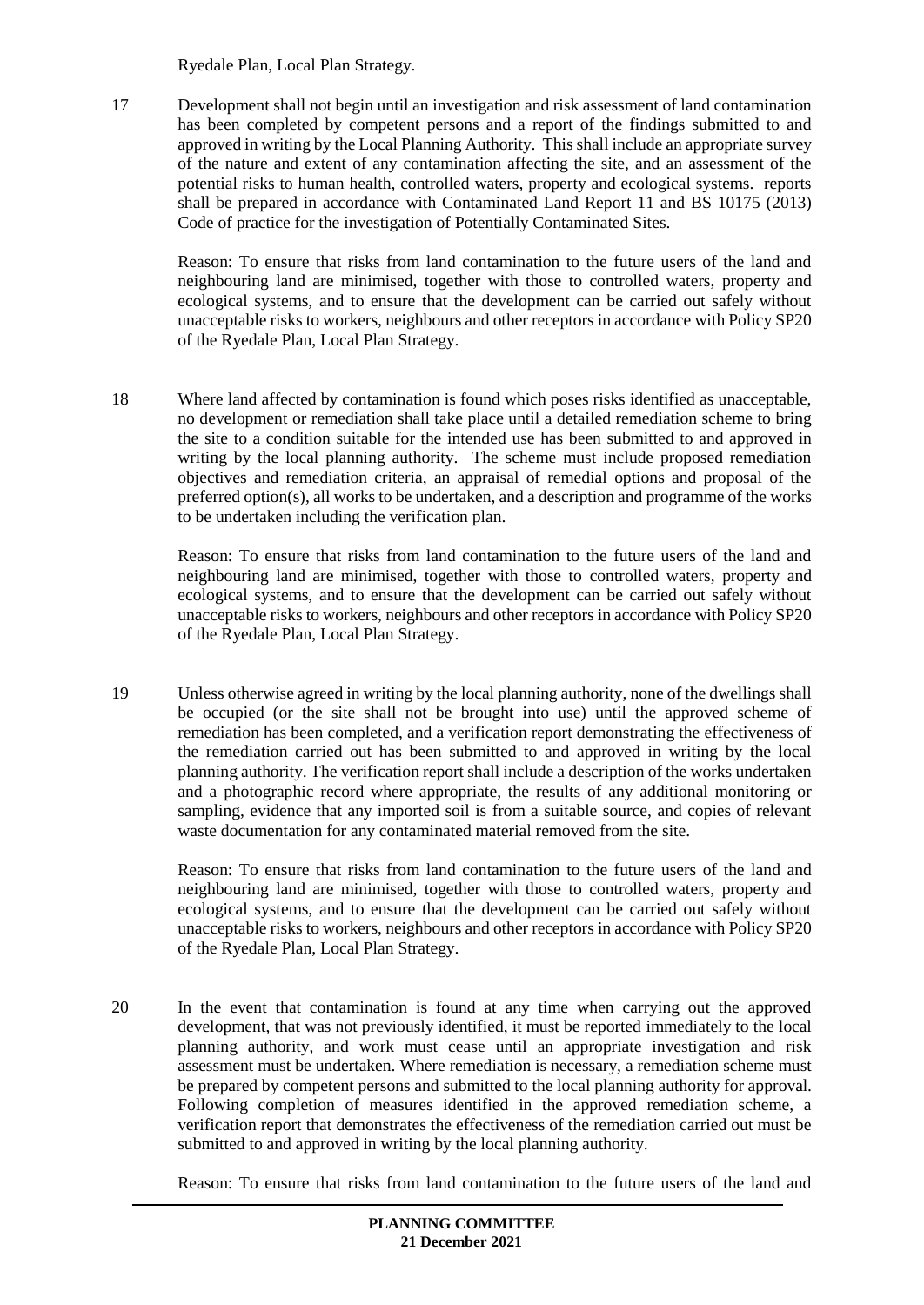Ryedale Plan, Local Plan Strategy.

17 Development shall not begin until an investigation and risk assessment of land contamination has been completed by competent persons and a report of the findings submitted to and approved in writing by the Local Planning Authority. This shall include an appropriate survey of the nature and extent of any contamination affecting the site, and an assessment of the potential risks to human health, controlled waters, property and ecological systems. reports shall be prepared in accordance with Contaminated Land Report 11 and BS 10175 (2013) Code of practice for the investigation of Potentially Contaminated Sites.

Reason: To ensure that risks from land contamination to the future users of the land and neighbouring land are minimised, together with those to controlled waters, property and ecological systems, and to ensure that the development can be carried out safely without unacceptable risks to workers, neighbours and other receptors in accordance with Policy SP20 of the Ryedale Plan, Local Plan Strategy.

18 Where land affected by contamination is found which poses risks identified as unacceptable, no development or remediation shall take place until a detailed remediation scheme to bring the site to a condition suitable for the intended use has been submitted to and approved in writing by the local planning authority. The scheme must include proposed remediation objectives and remediation criteria, an appraisal of remedial options and proposal of the preferred option(s), all works to be undertaken, and a description and programme of the works to be undertaken including the verification plan.

Reason: To ensure that risks from land contamination to the future users of the land and neighbouring land are minimised, together with those to controlled waters, property and ecological systems, and to ensure that the development can be carried out safely without unacceptable risks to workers, neighbours and other receptors in accordance with Policy SP20 of the Ryedale Plan, Local Plan Strategy.

19 Unless otherwise agreed in writing by the local planning authority, none of the dwellings shall be occupied (or the site shall not be brought into use) until the approved scheme of remediation has been completed, and a verification report demonstrating the effectiveness of the remediation carried out has been submitted to and approved in writing by the local planning authority. The verification report shall include a description of the works undertaken and a photographic record where appropriate, the results of any additional monitoring or sampling, evidence that any imported soil is from a suitable source, and copies of relevant waste documentation for any contaminated material removed from the site.

Reason: To ensure that risks from land contamination to the future users of the land and neighbouring land are minimised, together with those to controlled waters, property and ecological systems, and to ensure that the development can be carried out safely without unacceptable risks to workers, neighbours and other receptors in accordance with Policy SP20 of the Ryedale Plan, Local Plan Strategy.

20 In the event that contamination is found at any time when carrying out the approved development, that was not previously identified, it must be reported immediately to the local planning authority, and work must cease until an appropriate investigation and risk assessment must be undertaken. Where remediation is necessary, a remediation scheme must be prepared by competent persons and submitted to the local planning authority for approval. Following completion of measures identified in the approved remediation scheme, a verification report that demonstrates the effectiveness of the remediation carried out must be submitted to and approved in writing by the local planning authority.

Reason: To ensure that risks from land contamination to the future users of the land and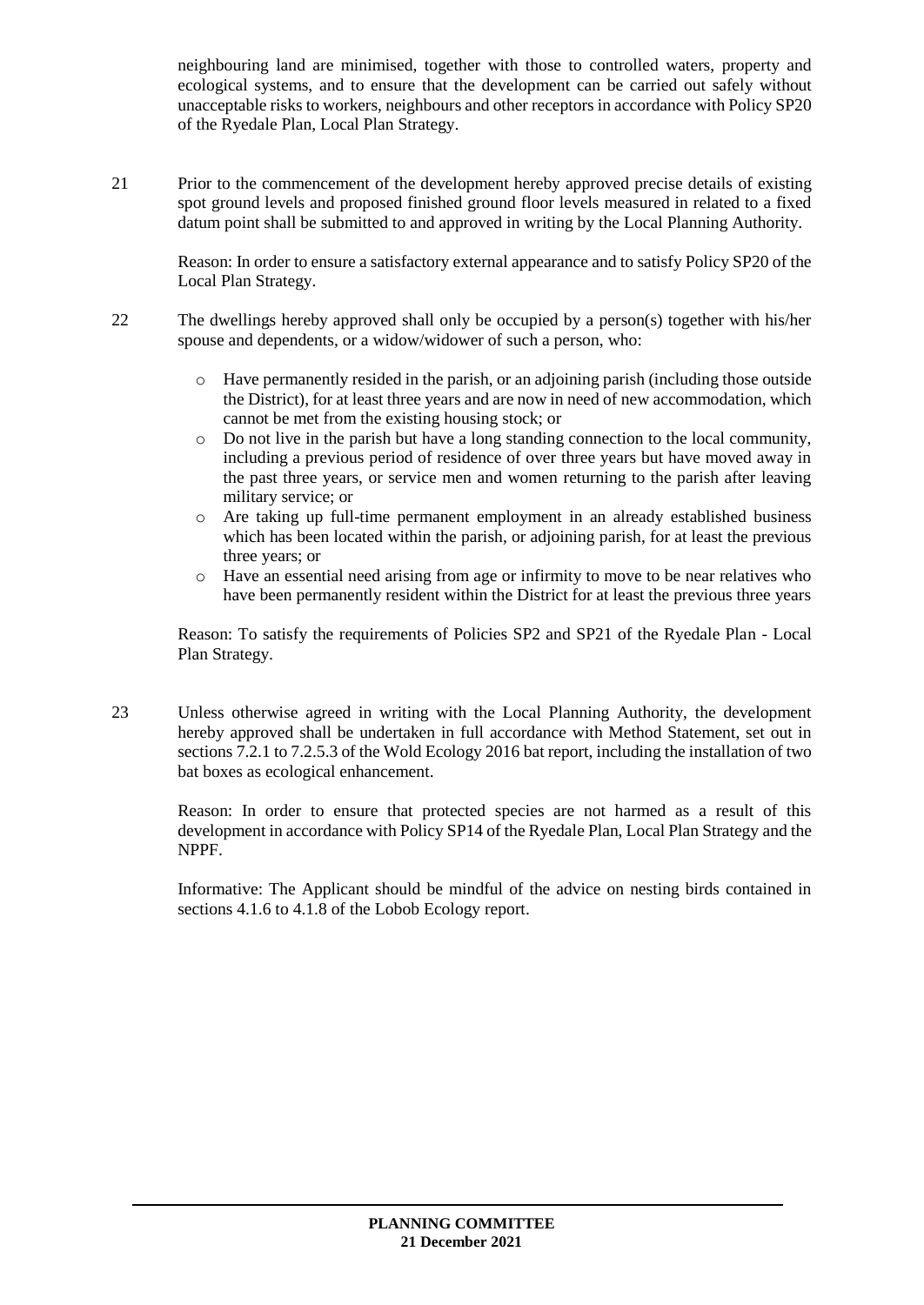neighbouring land are minimised, together with those to controlled waters, property and ecological systems, and to ensure that the development can be carried out safely without unacceptable risks to workers, neighbours and other receptors in accordance with Policy SP20 of the Ryedale Plan, Local Plan Strategy.

21 Prior to the commencement of the development hereby approved precise details of existing spot ground levels and proposed finished ground floor levels measured in related to a fixed datum point shall be submitted to and approved in writing by the Local Planning Authority.

Reason: In order to ensure a satisfactory external appearance and to satisfy Policy SP20 of the Local Plan Strategy.

22 The dwellings hereby approved shall only be occupied by a person(s) together with his/her spouse and dependents, or a widow/widower of such a person, who:

- Have permanently resided in the parish, or an adjoining parish (including those outside the District), for at least three years and are now in need of new accommodation, which cannot be met from the existing housing stock; or
- Do not live in the parish but have a long standing connection to the local community, including a previous period of residence of over three years but have moved away in the past three years, or service men and women returning to the parish after leaving military service; or
- Are taking up full-time permanent employment in an already established business which has been located within the parish, or adjoining parish, for at least the previous three years; or
- Have an essential need arising from age or infirmity to move to be near relatives who have been permanently resident within the District for at least the previous three years

Reason: To satisfy the requirements of Policies SP2 and SP21 of the Ryedale Plan - Local Plan Strategy.

23 Unless otherwise agreed in writing with the Local Planning Authority, the development hereby approved shall be undertaken in full accordance with Method Statement, set out in sections 7.2.1 to 7.2.5.3 of the Wold Ecology 2016 bat report, including the installation of two bat boxes as ecological enhancement.

Reason: In order to ensure that protected species are not harmed as a result of this development in accordance with Policy SP14 of the Ryedale Plan, Local Plan Strategy and the NPPF.

Informative: The Applicant should be mindful of the advice on nesting birds contained in sections 4.1.6 to 4.1.8 of the Lobob Ecology report.